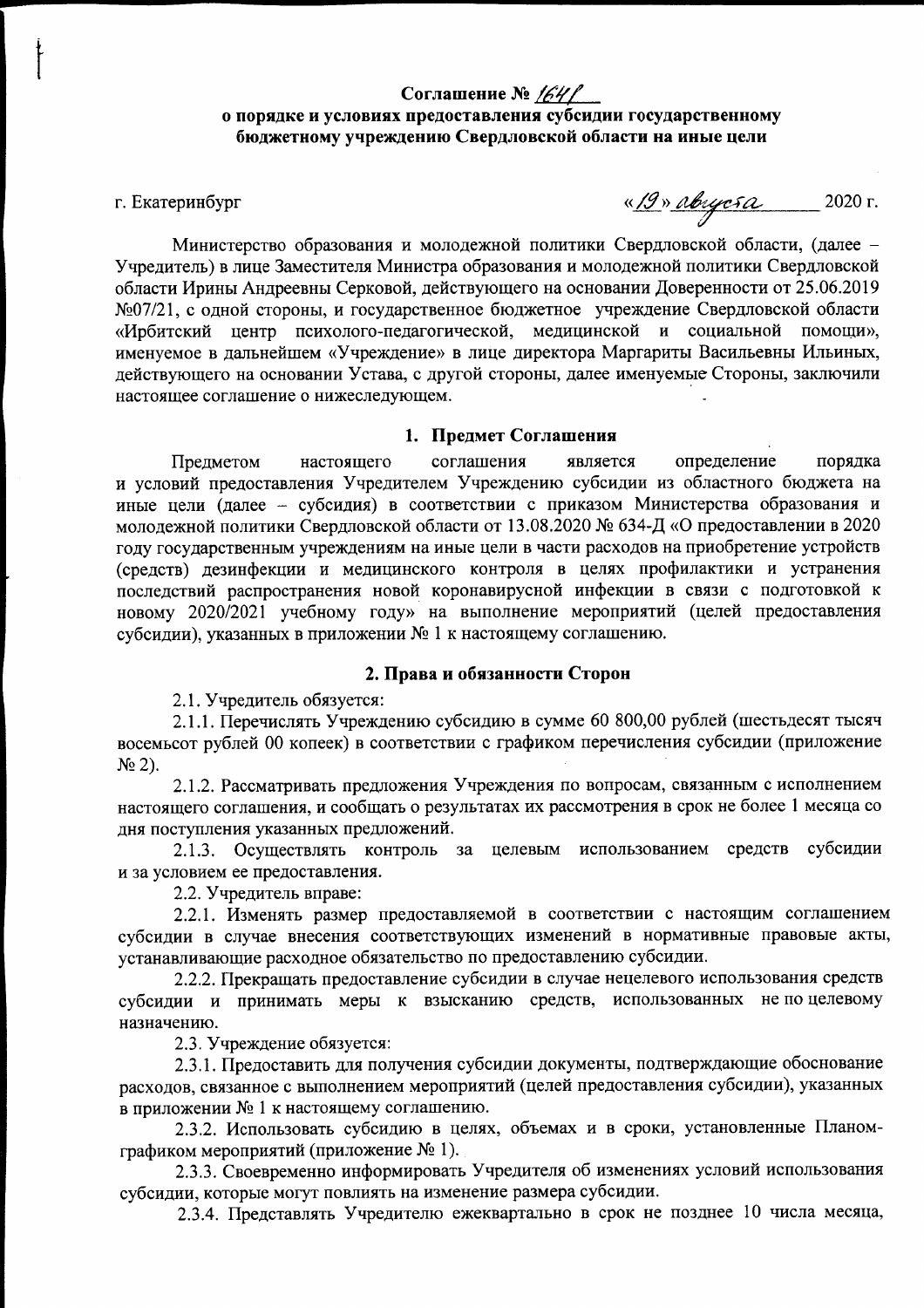**Соглашение № 1641**

**о порядке и условиях предоставления субсидии государственному бюджетному учреждению Свердловской области на иные цели**

г. Екатеринбург «19» августа 2020 г.

Министерство образования и молодежной политики Свердловской области, (далее – Учредитель) в лице Заместителя Министра образования и молодежной политики Свердловской области Ирины Андреевны Серковой, действующего на основании Доверенности от 25.06.2019 №07/21, с одной стороны, и государственное бюджетное учреждение Свердловской области «Ирбитский центр психолого-педагогической, медицинской и социальной помощи», именуемое в дальнейшем «Учреждение» в лице директора Маргариты Васильевны Ильиных, действующего на основании Устава, с другой стороны, далее именуемые Стороны, заключили настоящее соглашение о нижеследующем.

## 1. Предмет Соглашения

Предметом настоящего соглашения является определение порядка и условий предоставления Учредителем Учреждению субсидии из областного бюджета на иные цели (далее – субсидия) в соответствии с приказом Министерства образования и молодежной политики Свердловской области от 13.08.2020 № 634-Д «О предоставлении в 2020 году государственным учреждениям на иные цели в части расходов на приобретение устройств (средств) дезинфекции и медицинского контроля в целях профилактики и устранения последствий распространения новой коронавирусной инфекции в связи с подготовкой к новому 2020/2021 учебному году» на выполнение мероприятий (целей предоставления субсидии), указанных в приложении № 1 к настоящему соглашению.

## 2. Права и обязанности Сторон

2.1. Учредитель обязуется:

2.1.1. Перечислять Учреждению субсидию в сумме 60 800,00 рублей (шестьдесят тысяч восемьсот рублей 00 копеек) в соответствии с графиком перечисления субсидии (приложение № 2).

2.1.2. Рассматривать предложения Учреждения по вопросам, связанным с исполнением настоящего соглашения, и сообщать о результатах их рассмотрения в срок не более 1 месяца со дня поступления указанных предложений.

2.1.3. Осуществлять контроль за целевым использованием средств субсидии и за условием ее предоставления.

2.2. Учредитель вправе:

2.2.1. Изменять размер предоставляемой в соответствии с настоящим соглашением субсидии в случае внесения соответствующих изменений в нормативные правовые акты, устанавливающие расходное обязательство по предоставлению субсидии.

2.2.2. Прекращать предоставление субсидии в случае нецелевого использования средств субсидии и принимать меры к взысканию средств, использованных не по целевому назначению.

2.3. Учреждение обязуется:

2.3.1. Предоставить для получения субсидии документы, подтверждающие обоснование расходов, связанное с выполнением мероприятий (целей предоставления субсидии), указанных в приложении № 1 к настоящему соглашению.

2.3.2. Использовать субсидию в целях, объемах и в сроки, установленные Планом-графиком мероприятий (приложение № 1).

2.3.3. Своевременно информировать Учредителя об изменениях условий использования субсидии, которые могут повлиять на изменение размера субсидии.

2.3.4. Представлять Учредителю ежеквартально в срок не позднее 10 числа месяца,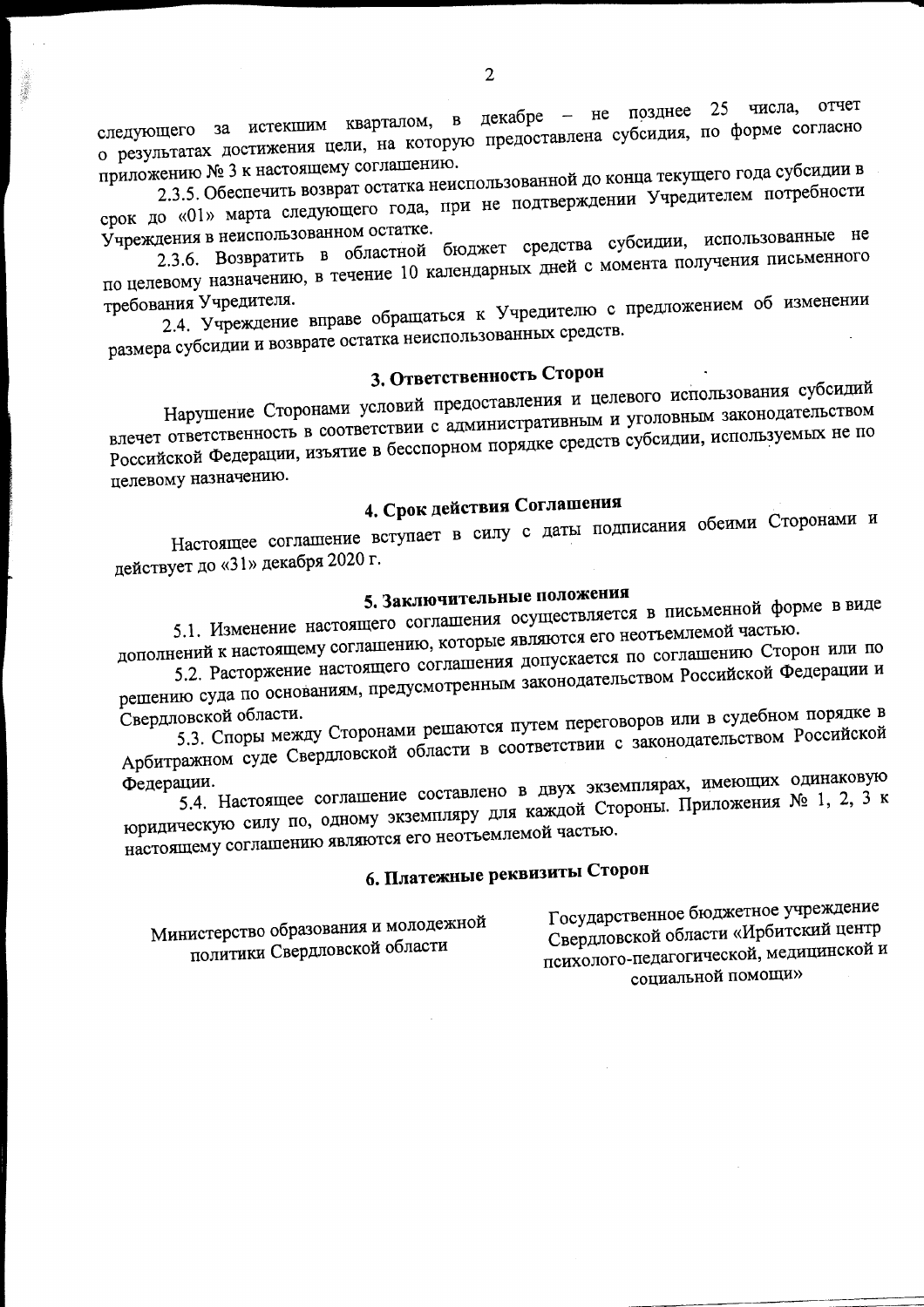следующего за истекшим кварталом, в декабре – не позднее 25 числа, отчет о результатах достижения цели, на которую предоставлена субсидия, по форме согласно приложению № 3 к настоящему соглашению.

2.3.5. Обеспечить возврат остатка неиспользованной до конца текущего года субсидии в срок до «01» марта следующего года, при не подтверждении Учредителем потребности Учреждения в неиспользованном остатке.

2.3.6. Возвратить в областной бюджет средства субсидии, использованные не по целевому назначению, в течение 10 календарных дней с момента получения письменного требования Учредителя.

2.4. Учреждение вправе обращаться к Учредителю с предложением об изменении размера субсидии и возврате остатка неиспользованных средств.

## 3. Ответственность Сторон

Нарушение Сторонами условий предоставления и целевого использования субсидий влечет ответственность в соответствии с административным и уголовным законодательством Российской Федерации, изъятие в бесспорном порядке средств субсидии, используемых не по целевому назначению.

## 4. Срок действия Соглашения

Настоящее соглашение вступает в силу с даты подписания обеими Сторонами и действует до «31» декабря 2020 г.

## 5. Заключительные положения

5.1. Изменение настоящего соглашения осуществляется в письменной форме в виде дополнений к настоящему соглашению, которые являются его неотъемлемой частью.

5.2. Расторжение настоящего соглашения допускается по соглашению Сторон или по решению суда по основаниям, предусмотренным законодательством Российской Федерации и Свердловской области.

5.3. Споры между Сторонами решаются путем переговоров или в судебном порядке в Арбитражном суде Свердловской области в соответствии с законодательством Российской Федерации.

5.4. Настоящее соглашение составлено в двух экземплярах, имеющих одинаковую юридическую силу по, одному экземпляру для каждой Стороны. Приложения № 1, 2, 3 к настоящему соглашению являются его неотъемлемой частью.

## 6. Платежные реквизиты Сторон

| Министерство образования и молодежной политики Свердловской области | Государственное бюджетное учреждение Свердловской области «Ирбитский центр психолого-педагогической, медицинской и социальной помощи» |
|---|---|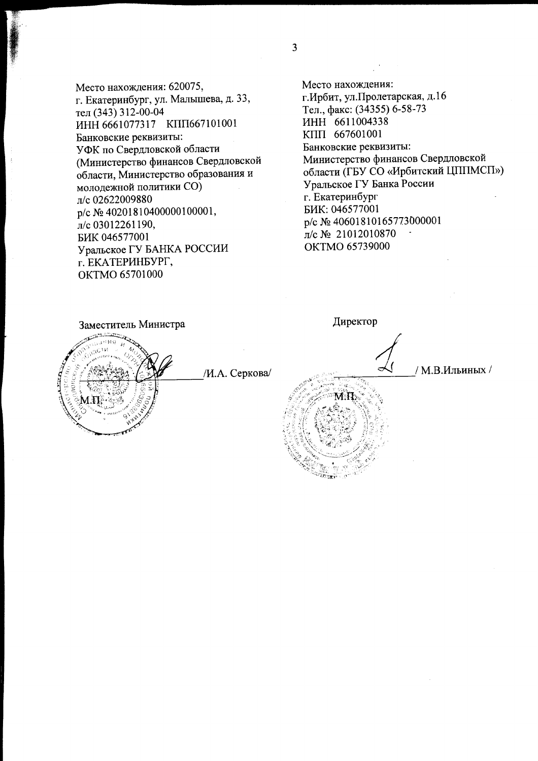Место нахождения: 620075,
г. Екатеринбург, ул. Малышева, д. 33,
тел (343) 312-00-04
ИНН 6661077317 КПП667101001
Банковские реквизиты:
УФК по Свердловской области
(Министерство финансов Свердловской области, Министерство образования и молодежной политики СО)
л/с 02622009880
р/с № 40201810400000100001,
л/с 03012261190,
БИК 046577001
Уральское ГУ БАНКА РОССИИ
г. ЕКАТЕРИНБУРГ,
ОКТМО 65701000

Заместитель Министра

_______________ /И.А. Серкова/

М.П.

Место нахождения:
г.Ирбит, ул.Пролетарская, д.16
Тел., факс: (34355) 6-58-73
ИНН 6611004338
КПП 667601001
Банковские реквизиты:
Министерство финансов Свердловской области (ГБУ СО «Ирбитский ЦППМСП»)
Уральское ГУ Банка России
г. Екатеринбург
БИК: 046577001
р/с № 40601810165773000001
л/с № 21012010870
ОКТМО 65739000

Директор

_______________ / М.В.Ильиных /

М.П.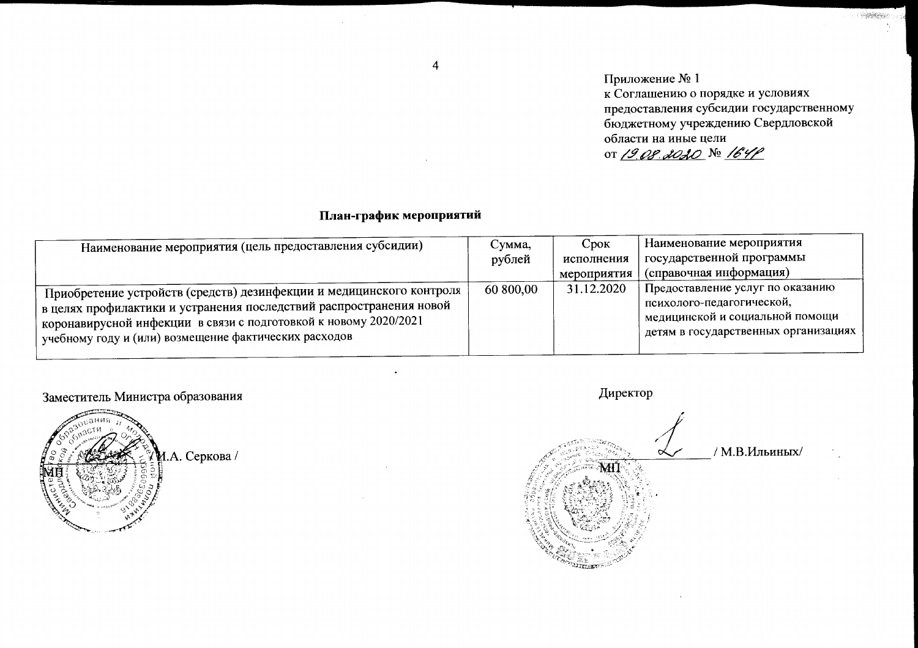Приложение № 1
к Соглашению о порядке и условиях предоставления субсидии государственному бюджетному учреждению Свердловской области на иные цели
от 19.08.2020 № 164Р

**План-график мероприятий**

| Наименование мероприятия (цель предоставления субсидии) | Сумма, рублей | Срок исполнения мероприятия | Наименование мероприятия государственной программы (справочная информация) |
|---|---|---|---|
| Приобретение устройств (средств) дезинфекции и медицинского контроля в целях профилактики и устранения последствий распространения новой коронавирусной инфекции в связи с подготовкой к новому 2020/2021 учебному году и (или) возмещение фактических расходов | 60 800,00 | 31.12.2020 | Предоставление услуг по оказанию психолого-педагогической, медицинской и социальной помощи детям в государственных организациях |

Заместитель Министра образования

_____________ / И.А. Серкова /

МП

Директор

_____________ / М.В.Ильиных/

МП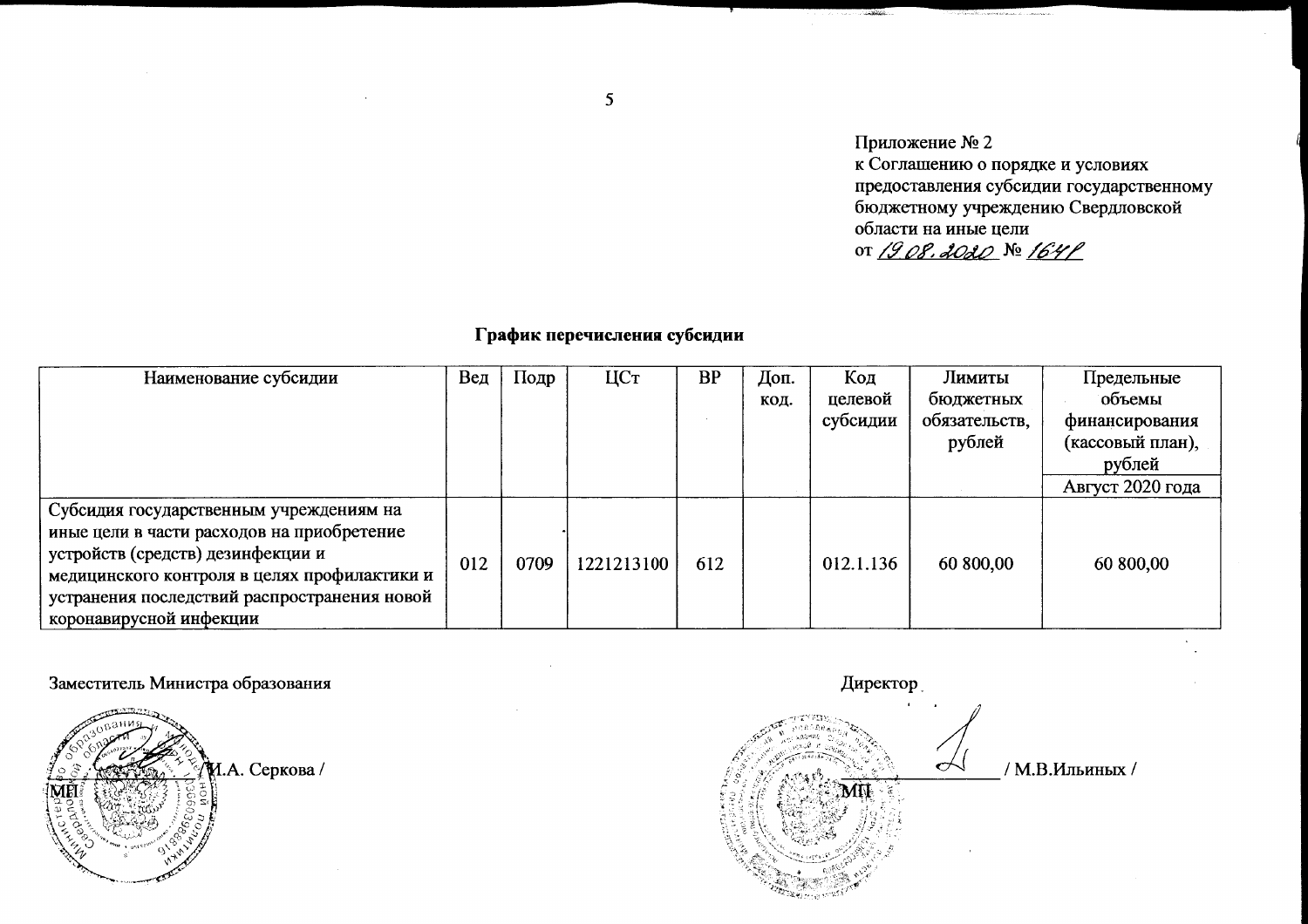Приложение № 2
к Соглашению о порядке и условиях предоставления субсидии государственному бюджетному учреждению Свердловской области на иные цели
от 19.08.2020 № 1641

**График перечисления субсидии**

| Наименование субсидии | Вед | Подр | ЦСт | ВР | Доп. код. | Код целевой субсидии | Лимиты бюджетных обязательств, рублей | Предельные объемы финансирования (кассовый план), рублей |
|---|---|---|---|---|---|---|---|---|
| | | | | | | | | Август 2020 года |
| Субсидия государственным учреждениям на иные цели в части расходов на приобретение устройств (средств) дезинфекции и медицинского контроля в целях профилактики и устранения последствий распространения новой коронавирусной инфекции | 012 | 0709 | 1221213100 | 612 | | 012.1.136 | 60 800,00 | 60 800,00 |

Заместитель Министра образования

_____________ /И.А. Серкова /

МП

Директор

_____________ / М.В.Ильиных /

МП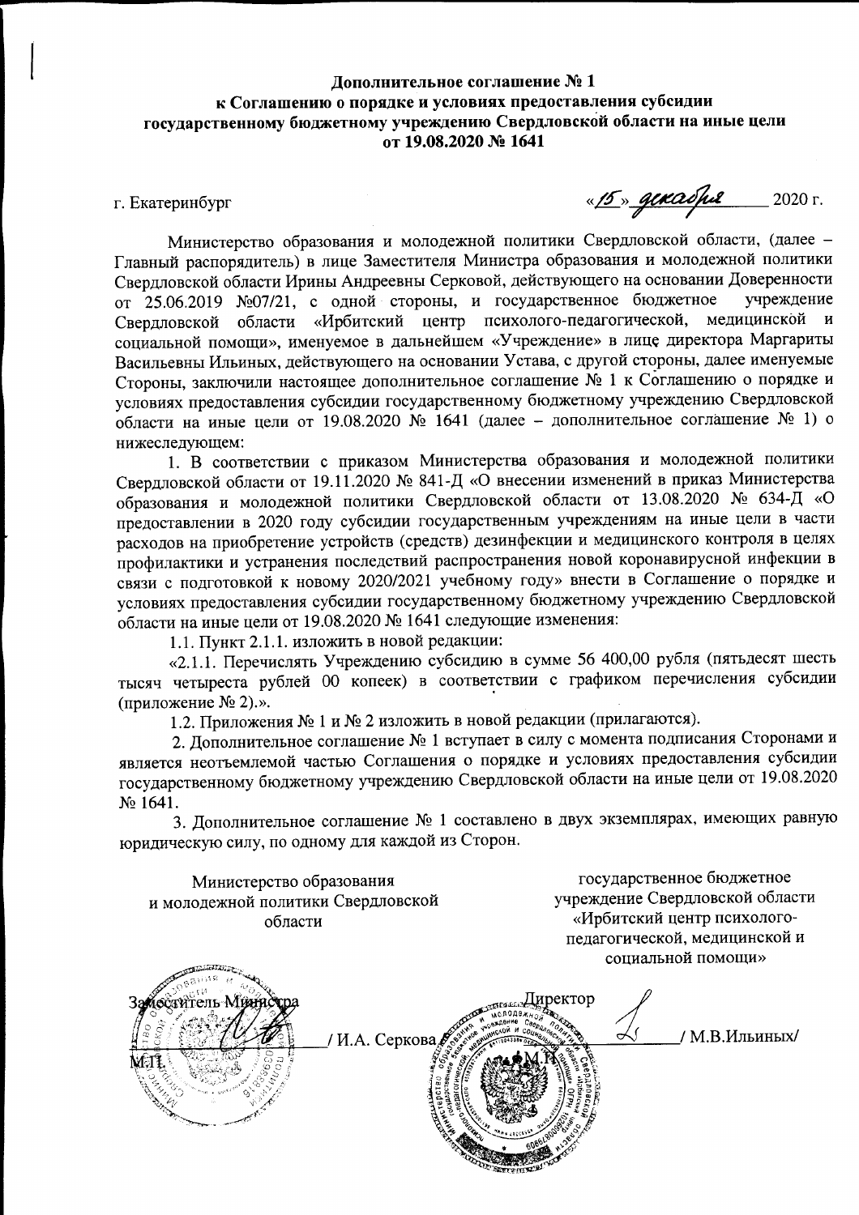**Дополнительное соглашение № 1**
**к Соглашению о порядке и условиях предоставления субсидии**
**государственному бюджетному учреждению Свердловской области на иные цели**
**от 19.08.2020 № 1641**

г. Екатеринбург «15» декабря 2020 г.

Министерство образования и молодежной политики Свердловской области, (далее – Главный распорядитель) в лице Заместителя Министра образования и молодежной политики Свердловской области Ирины Андреевны Серковой, действующего на основании Доверенности от 25.06.2019 №07/21, с одной стороны, и государственное бюджетное учреждение Свердловской области «Ирбитский центр психолого-педагогической, медицинской и социальной помощи», именуемое в дальнейшем «Учреждение» в лице директора Маргариты Васильевны Ильиных, действующего на основании Устава, с другой стороны, далее именуемые Стороны, заключили настоящее дополнительное соглашение № 1 к Соглашению о порядке и условиях предоставления субсидии государственному бюджетному учреждению Свердловской области на иные цели от 19.08.2020 № 1641 (далее – дополнительное соглашение № 1) о нижеследующем:

1. В соответствии с приказом Министерства образования и молодежной политики Свердловской области от 19.11.2020 № 841-Д «О внесении изменений в приказ Министерства образования и молодежной политики Свердловской области от 13.08.2020 № 634-Д «О предоставлении в 2020 году субсидии государственным учреждениям на иные цели в части расходов на приобретение устройств (средств) дезинфекции и медицинского контроля в целях профилактики и устранения последствий распространения новой коронавирусной инфекции в связи с подготовкой к новому 2020/2021 учебному году» внести в Соглашение о порядке и условиях предоставления субсидии государственному бюджетному учреждению Свердловской области на иные цели от 19.08.2020 № 1641 следующие изменения:

1.1. Пункт 2.1.1. изложить в новой редакции:

«2.1.1. Перечислять Учреждению субсидию в сумме 56 400,00 рубля (пятьдесят шесть тысяч четыреста рублей 00 копеек) в соответствии с графиком перечисления субсидии (приложение № 2).».

1.2. Приложения № 1 и № 2 изложить в новой редакции (прилагаются).

2. Дополнительное соглашение № 1 вступает в силу с момента подписания Сторонами и является неотъемлемой частью Соглашения о порядке и условиях предоставления субсидии государственному бюджетному учреждению Свердловской области на иные цели от 19.08.2020 № 1641.

3. Дополнительное соглашение № 1 составлено в двух экземплярах, имеющих равную юридическую силу, по одному для каждой из Сторон.

| Министерство образования и молодежной политики Свердловской области | государственное бюджетное учреждение Свердловской области «Ирбитский центр психолого-педагогической, медицинской и социальной помощи» |
|---|---|
| Заместитель Министра ____________ / И.А. Серкова | Директор ____________ / М.В.Ильиных/ |
| М.П. | М.П. |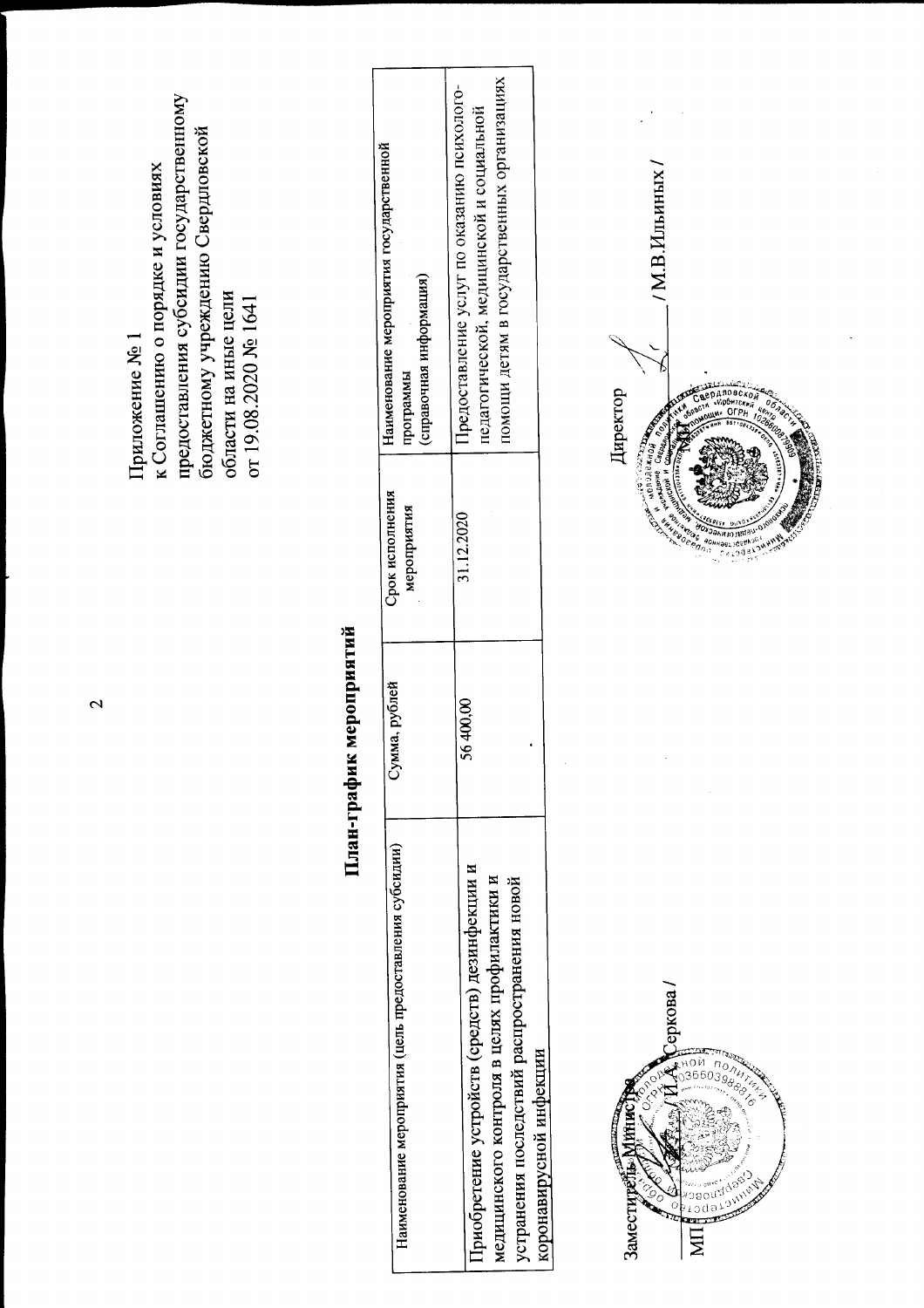Приложение № 1
к Соглашению о порядке и условиях предоставления субсидии государственному бюджетному учреждению Свердловской области на иные цели
от 19.08.2020 № 1641

## План-график мероприятий

| Наименование мероприятия (цель предоставления субсидии) | Сумма, рублей | Срок исполнения мероприятия | Наименование мероприятия государственной программы (справочная информация) |
|---|---|---|---|
| Приобретение устройств (средств) дезинфекции и медицинского контроля в целях профилактики и устранения последствий распространения новой коронавирусной инфекции | 56 400,00 | 31.12.2020 | Предоставление услуг по оказанию психолого-педагогической, медицинской и социальной помощи детям в государственных организациях |

Заместитель Министра ____________ / И.А. Серкова /

МП

Директор ____________ / М.В.Ильиных /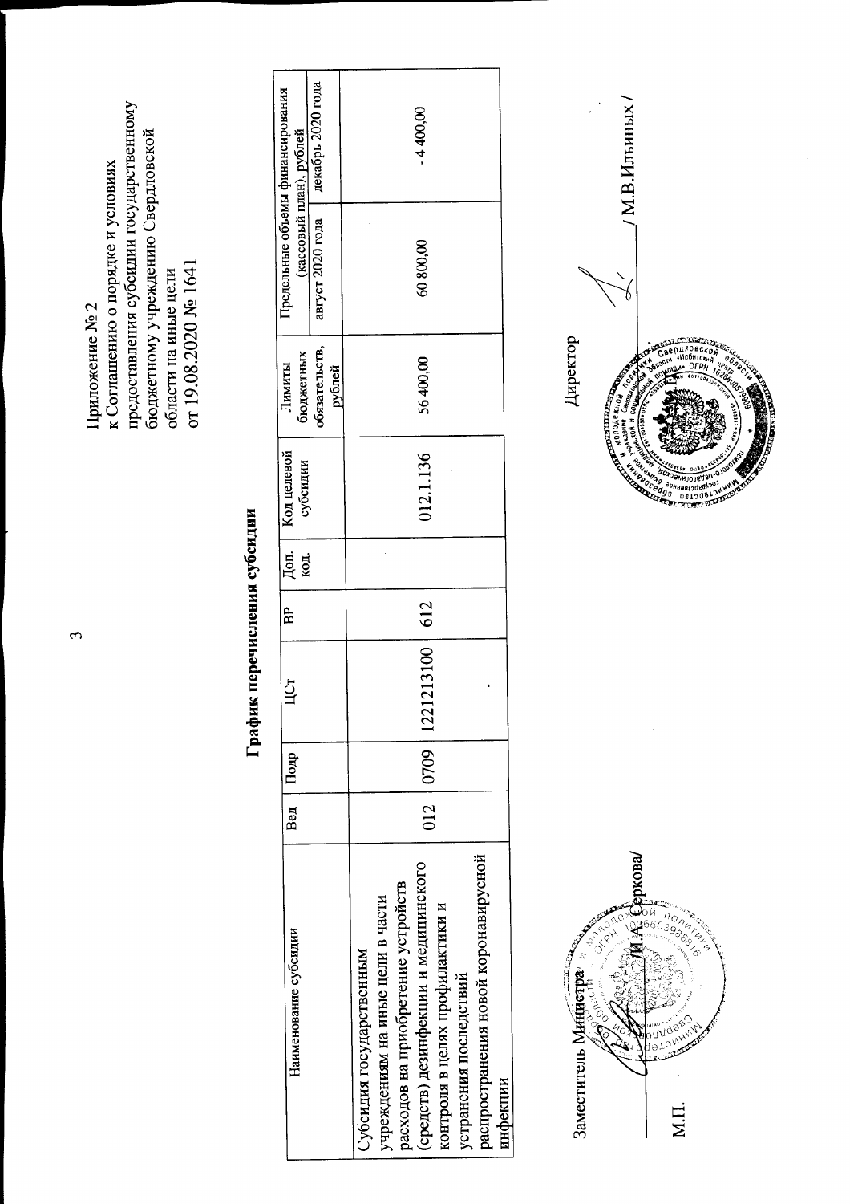Приложение № 2
к Соглашению о порядке и условиях предоставления субсидии государственному бюджетному учреждению Свердловской области на иные цели
от 19.08.2020 № 1641

## График перечисления субсидии

| Наименование субсидии | Вед | Подр | ЦСт | ВР | Доп. код. | Код целевой субсидии | Лимиты бюджетных обязательств, рублей | Предельные объемы финансирования (кассовый план), рублей | |
|---|---|---|---|---|---|---|---|---|---|
| | | | | | | | | август 2020 года | декабрь 2020 года |
| Субсидия государственным учреждениям на иные цели в части расходов на приобретение устройств (средств) дезинфекции и медицинского контроля в целях профилактики и устранения последствий распространения новой коронавирусной инфекции | 012 | 0709 | 1221213100 | 612 | | 012.1.136 | 56 400,00 | 60 800,00 | - 4 400,00 |

Заместитель Министра ______ /Н.А. Серкова/

Директор ______ / М.В.Ильиных /

М.П.